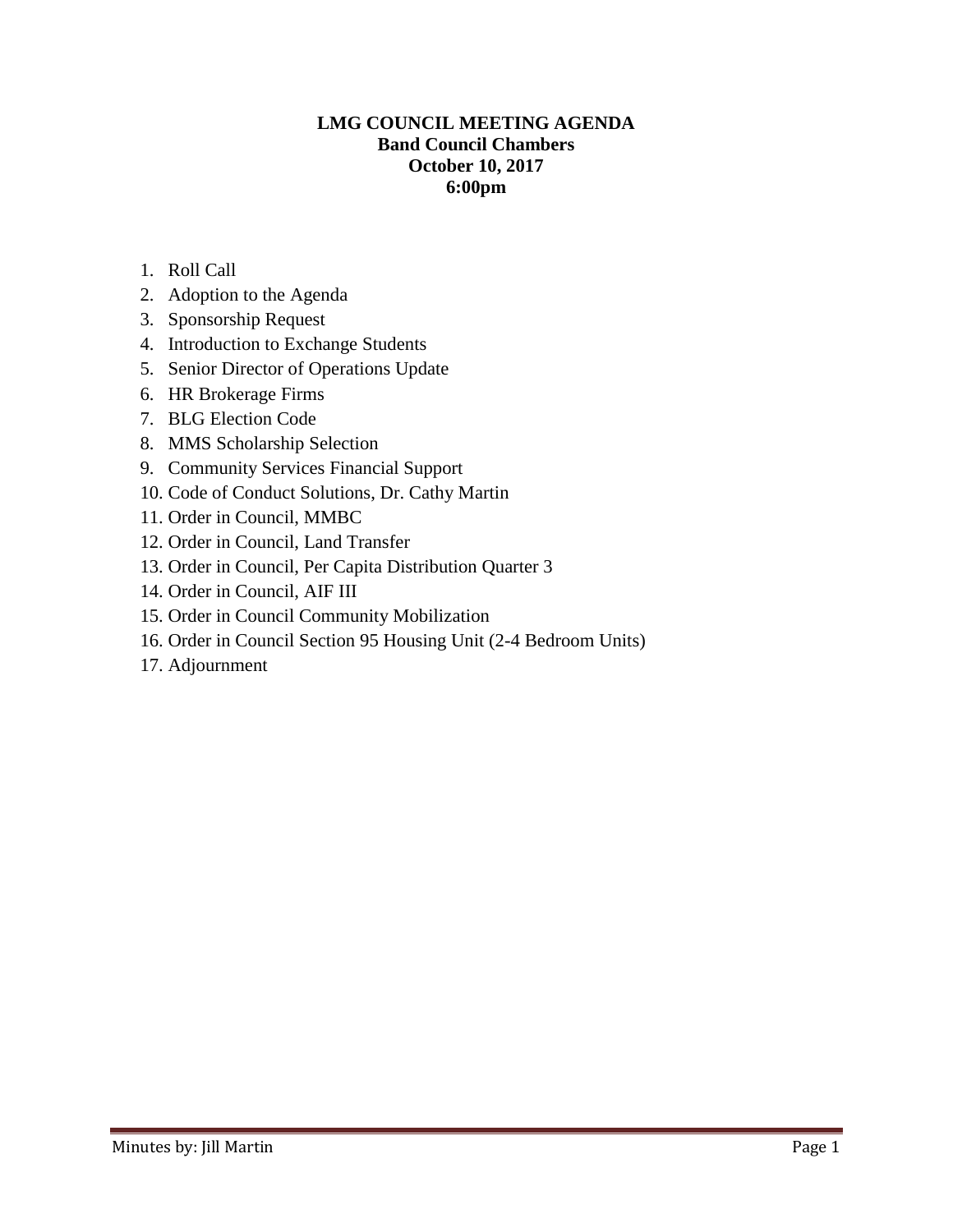# LMG COUNCIL MEETING AGENDA

**Band Council Chambers**
**October 10, 2017**
**6:00pm**

1. Roll Call
2. Adoption to the Agenda
3. Sponsorship Request
4. Introduction to Exchange Students
5. Senior Director of Operations Update
6. HR Brokerage Firms
7. BLG Election Code
8. MMS Scholarship Selection
9. Community Services Financial Support
10. Code of Conduct Solutions, Dr. Cathy Martin
11. Order in Council, MMBC
12. Order in Council, Land Transfer
13. Order in Council, Per Capita Distribution Quarter 3
14. Order in Council, AIF III
15. Order in Council Community Mobilization
16. Order in Council Section 95 Housing Unit (2-4 Bedroom Units)
17. Adjournment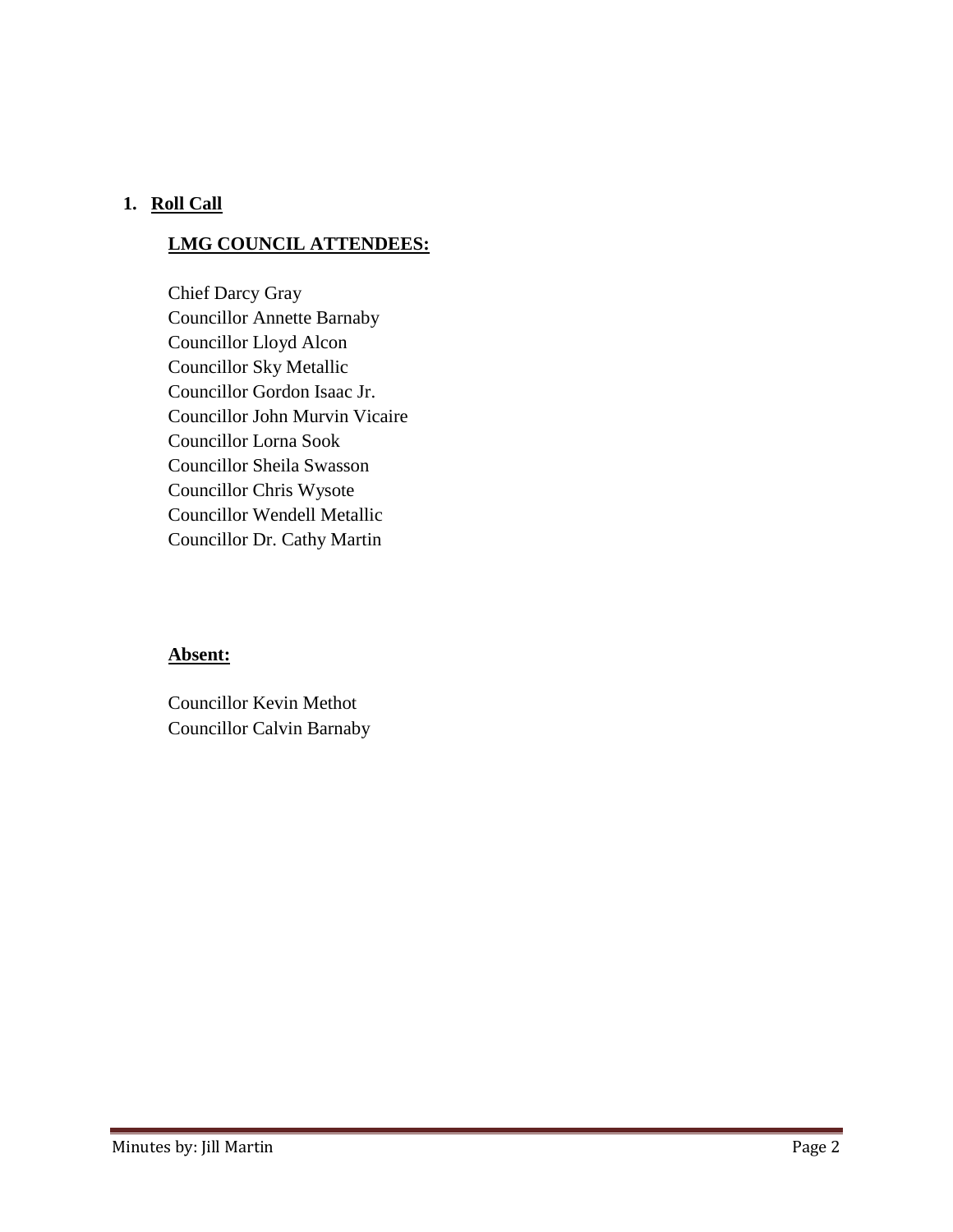## 1. <u>Roll Call</u>

**<u>LMG COUNCIL ATTENDEES:</u>**

Chief Darcy Gray
Councillor Annette Barnaby
Councillor Lloyd Alcon
Councillor Sky Metallic
Councillor Gordon Isaac Jr.
Councillor John Murvin Vicaire
Councillor Lorna Sook
Councillor Sheila Swasson
Councillor Chris Wysote
Councillor Wendell Metallic
Councillor Dr. Cathy Martin

**<u>Absent:</u>**

Councillor Kevin Methot
Councillor Calvin Barnaby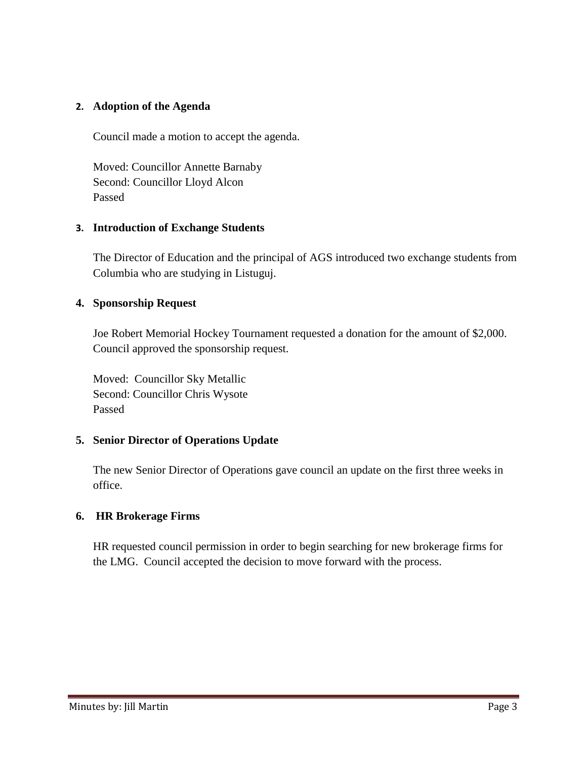## 2. Adoption of the Agenda

Council made a motion to accept the agenda.

Moved: Councillor Annette Barnaby  
Second: Councillor Lloyd Alcon  
Passed

## 3. Introduction of Exchange Students

The Director of Education and the principal of AGS introduced two exchange students from Columbia who are studying in Listuguj.

## 4. Sponsorship Request

Joe Robert Memorial Hockey Tournament requested a donation for the amount of $2,000. Council approved the sponsorship request.

Moved: Councillor Sky Metallic  
Second: Councillor Chris Wysote  
Passed

## 5. Senior Director of Operations Update

The new Senior Director of Operations gave council an update on the first three weeks in office.

## 6. HR Brokerage Firms

HR requested council permission in order to begin searching for new brokerage firms for the LMG. Council accepted the decision to move forward with the process.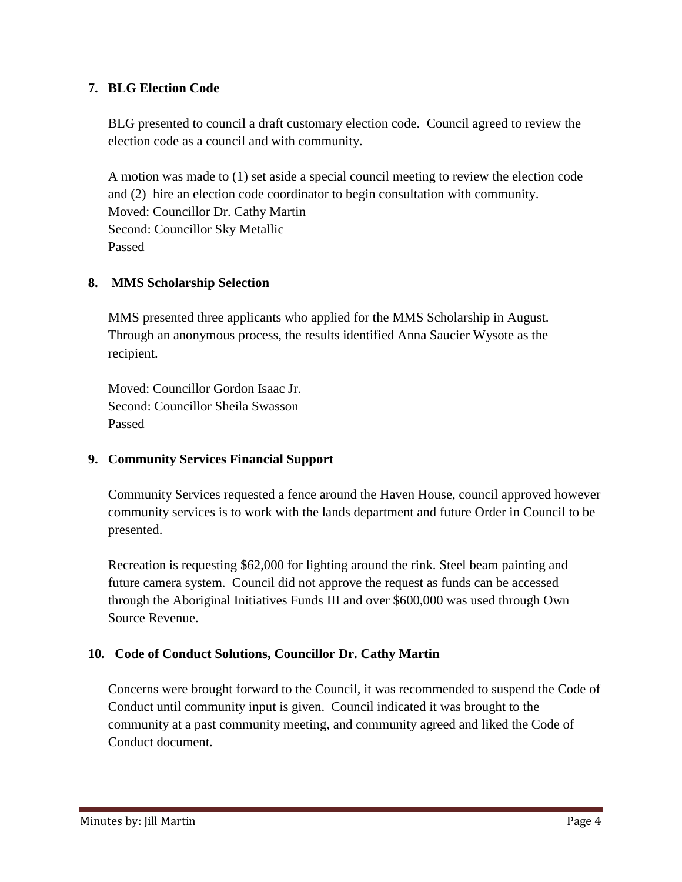**7. BLG Election Code**

BLG presented to council a draft customary election code. Council agreed to review the election code as a council and with community.

A motion was made to (1) set aside a special council meeting to review the election code and (2) hire an election code coordinator to begin consultation with community.
Moved: Councillor Dr. Cathy Martin
Second: Councillor Sky Metallic
Passed

**8. MMS Scholarship Selection**

MMS presented three applicants who applied for the MMS Scholarship in August. Through an anonymous process, the results identified Anna Saucier Wysote as the recipient.

Moved: Councillor Gordon Isaac Jr.
Second: Councillor Sheila Swasson
Passed

**9. Community Services Financial Support**

Community Services requested a fence around the Haven House, council approved however community services is to work with the lands department and future Order in Council to be presented.

Recreation is requesting $62,000 for lighting around the rink. Steel beam painting and future camera system. Council did not approve the request as funds can be accessed through the Aboriginal Initiatives Funds III and over $600,000 was used through Own Source Revenue.

**10. Code of Conduct Solutions, Councillor Dr. Cathy Martin**

Concerns were brought forward to the Council, it was recommended to suspend the Code of Conduct until community input is given. Council indicated it was brought to the community at a past community meeting, and community agreed and liked the Code of Conduct document.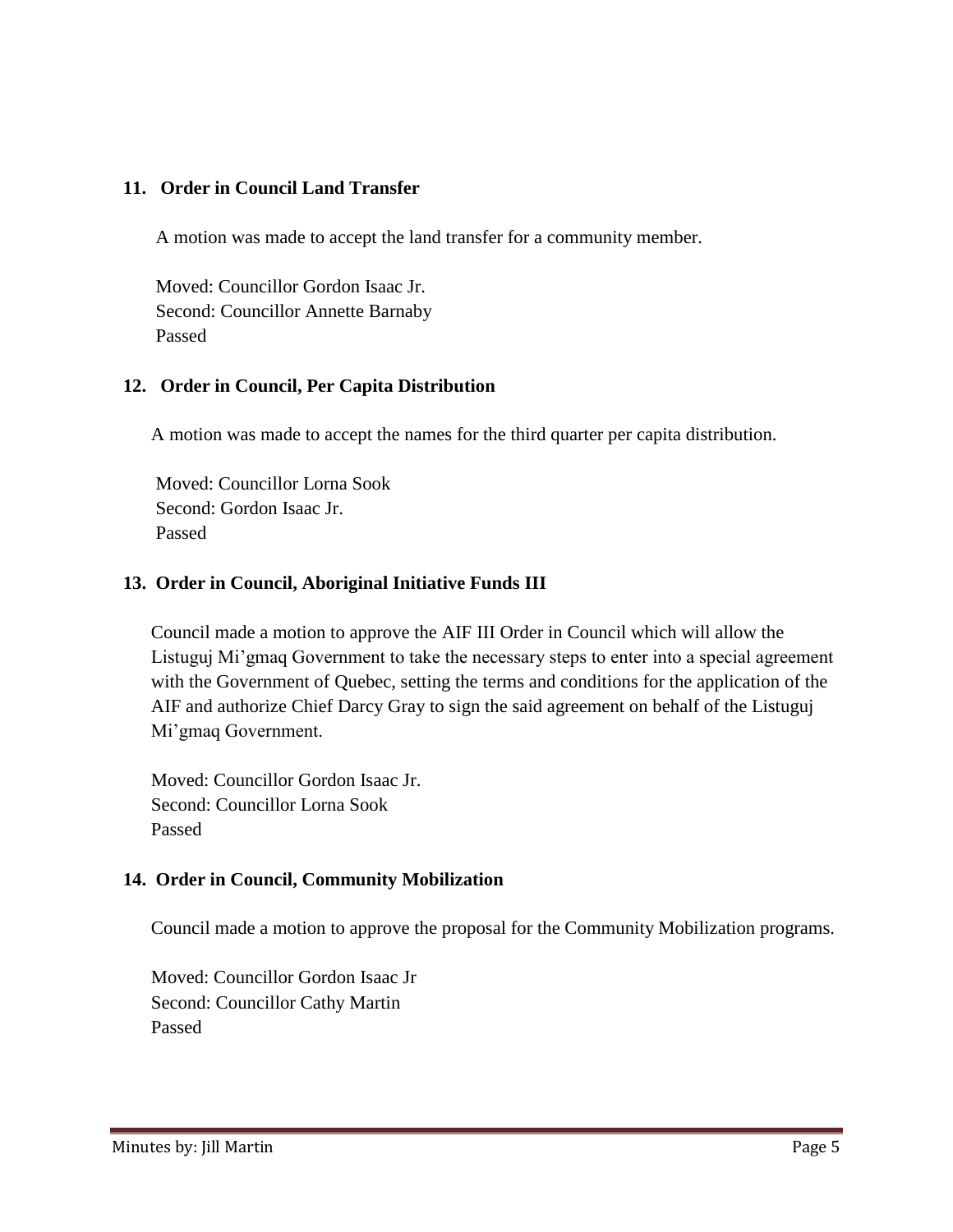**11. Order in Council Land Transfer**

A motion was made to accept the land transfer for a community member.

Moved: Councillor Gordon Isaac Jr.
Second: Councillor Annette Barnaby
Passed

**12. Order in Council, Per Capita Distribution**

A motion was made to accept the names for the third quarter per capita distribution.

Moved: Councillor Lorna Sook
Second: Gordon Isaac Jr.
Passed

**13. Order in Council, Aboriginal Initiative Funds III**

Council made a motion to approve the AIF III Order in Council which will allow the Listuguj Mi'gmaq Government to take the necessary steps to enter into a special agreement with the Government of Quebec, setting the terms and conditions for the application of the AIF and authorize Chief Darcy Gray to sign the said agreement on behalf of the Listuguj Mi'gmaq Government.

Moved: Councillor Gordon Isaac Jr.
Second: Councillor Lorna Sook
Passed

**14. Order in Council, Community Mobilization**

Council made a motion to approve the proposal for the Community Mobilization programs.

Moved: Councillor Gordon Isaac Jr
Second: Councillor Cathy Martin
Passed

Minutes by: Jill Martin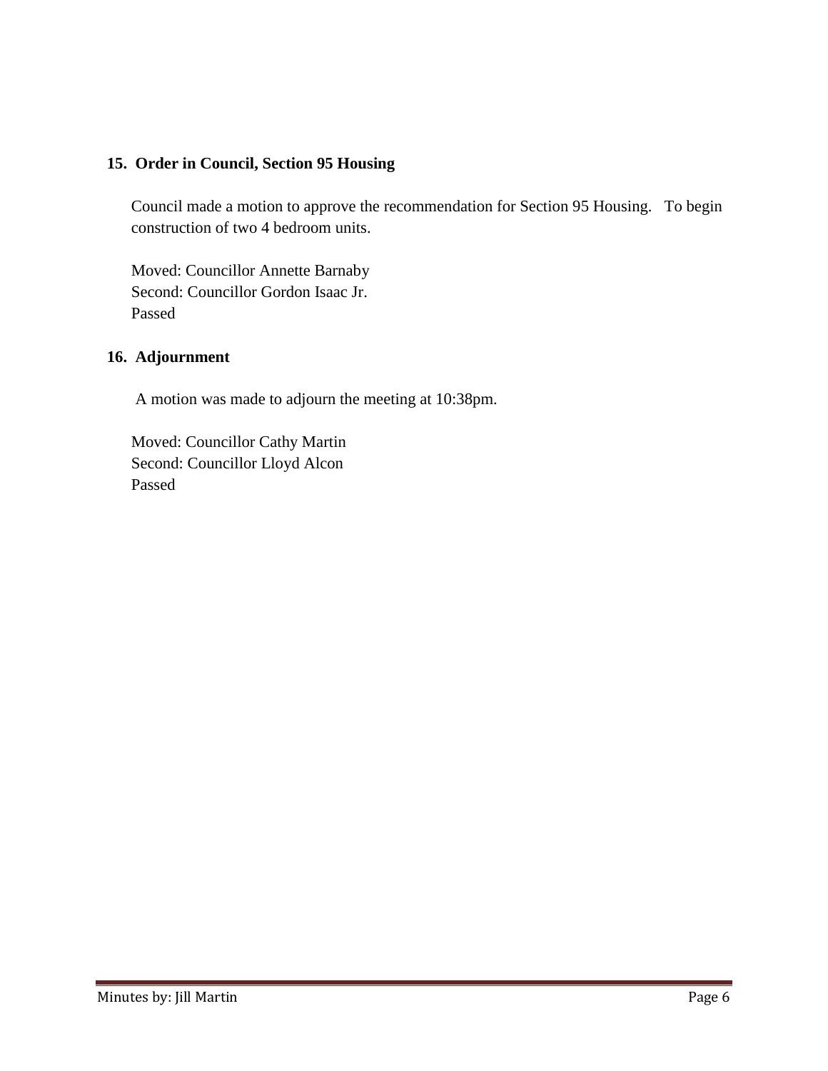**15. Order in Council, Section 95 Housing**

Council made a motion to approve the recommendation for Section 95 Housing. To begin construction of two 4 bedroom units.

Moved: Councillor Annette Barnaby
Second: Councillor Gordon Isaac Jr.
Passed

**16. Adjournment**

A motion was made to adjourn the meeting at 10:38pm.

Moved: Councillor Cathy Martin
Second: Councillor Lloyd Alcon
Passed